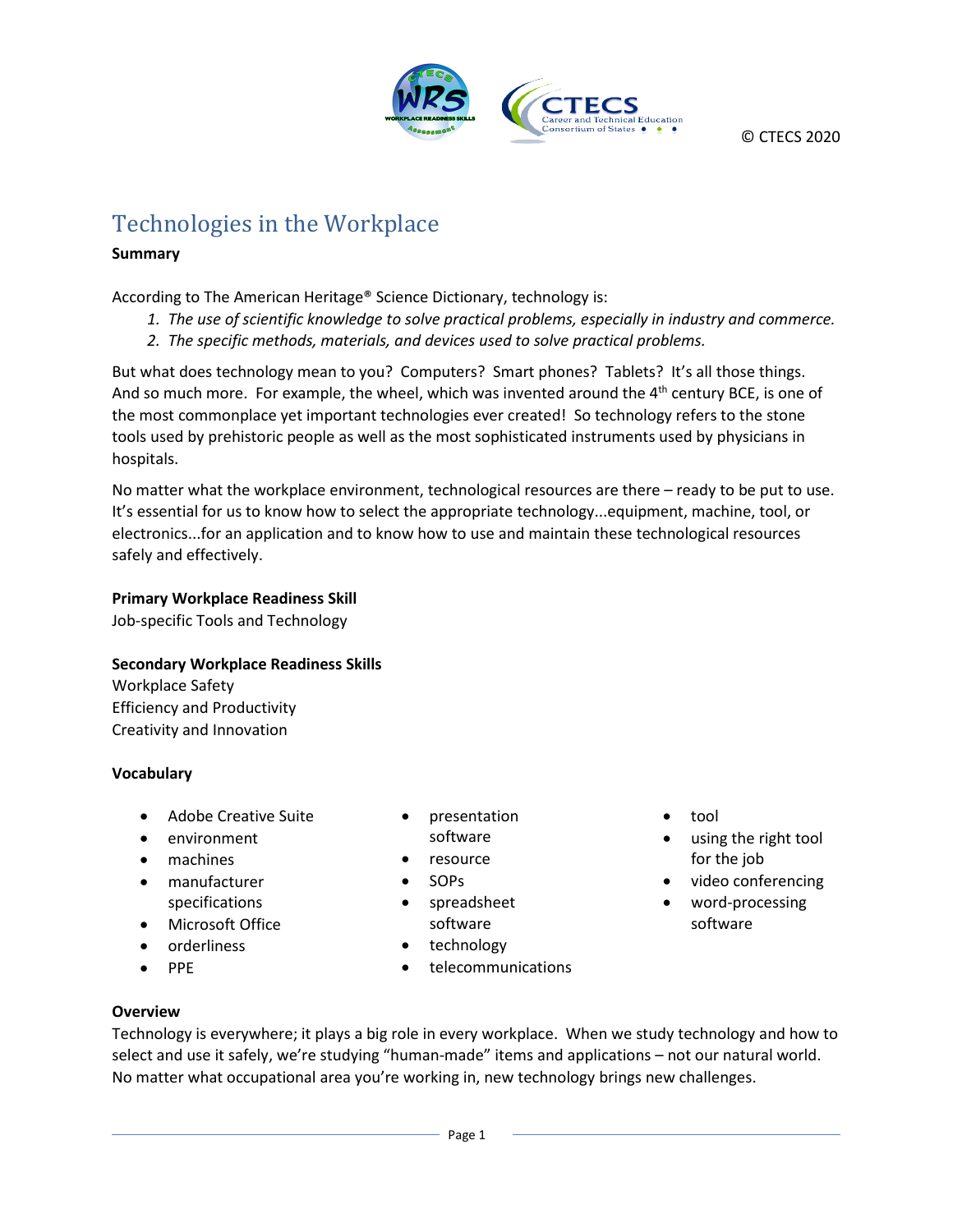© CTECS 2020

# Technologies in the Workplace

**Summary**

According to The American Heritage® Science Dictionary, technology is:

1. *The use of scientific knowledge to solve practical problems, especially in industry and commerce.*
2. *The specific methods, materials, and devices used to solve practical problems.*

But what does technology mean to you? Computers? Smart phones? Tablets? It's all those things. And so much more. For example, the wheel, which was invented around the 4th century BCE, is one of the most commonplace yet important technologies ever created! So technology refers to the stone tools used by prehistoric people as well as the most sophisticated instruments used by physicians in hospitals.

No matter what the workplace environment, technological resources are there – ready to be put to use. It's essential for us to know how to select the appropriate technology...equipment, machine, tool, or electronics...for an application and to know how to use and maintain these technological resources safely and effectively.

**Primary Workplace Readiness Skill**

Job-specific Tools and Technology

**Secondary Workplace Readiness Skills**

Workplace Safety
Efficiency and Productivity
Creativity and Innovation

**Vocabulary**

- Adobe Creative Suite
- environment
- machines
- manufacturer specifications
- Microsoft Office
- orderliness
- PPE
- presentation software
- resource
- SOPs
- spreadsheet software
- technology
- telecommunications
- tool
- using the right tool for the job
- video conferencing
- word-processing software

**Overview**

Technology is everywhere; it plays a big role in every workplace. When we study technology and how to select and use it safely, we're studying "human-made" items and applications – not our natural world. No matter what occupational area you're working in, new technology brings new challenges.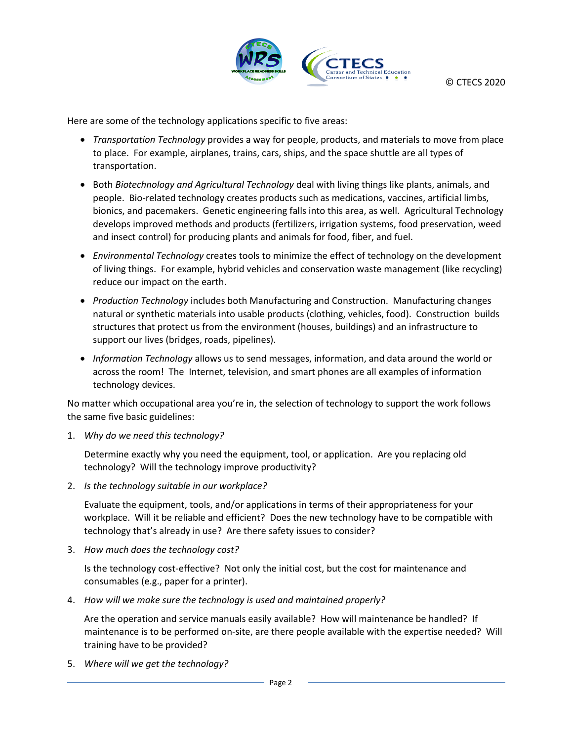Here are some of the technology applications specific to five areas:

- *Transportation Technology* provides a way for people, products, and materials to move from place to place. For example, airplanes, trains, cars, ships, and the space shuttle are all types of transportation.
- Both *Biotechnology and Agricultural Technology* deal with living things like plants, animals, and people. Bio-related technology creates products such as medications, vaccines, artificial limbs, bionics, and pacemakers. Genetic engineering falls into this area, as well. Agricultural Technology develops improved methods and products (fertilizers, irrigation systems, food preservation, weed and insect control) for producing plants and animals for food, fiber, and fuel.
- *Environmental Technology* creates tools to minimize the effect of technology on the development of living things. For example, hybrid vehicles and conservation waste management (like recycling) reduce our impact on the earth.
- *Production Technology* includes both Manufacturing and Construction. Manufacturing changes natural or synthetic materials into usable products (clothing, vehicles, food). Construction builds structures that protect us from the environment (houses, buildings) and an infrastructure to support our lives (bridges, roads, pipelines).
- *Information Technology* allows us to send messages, information, and data around the world or across the room! The Internet, television, and smart phones are all examples of information technology devices.

No matter which occupational area you're in, the selection of technology to support the work follows the same five basic guidelines:

1. *Why do we need this technology?*

   Determine exactly why you need the equipment, tool, or application. Are you replacing old technology? Will the technology improve productivity?

2. *Is the technology suitable in our workplace?*

   Evaluate the equipment, tools, and/or applications in terms of their appropriateness for your workplace. Will it be reliable and efficient? Does the new technology have to be compatible with technology that's already in use? Are there safety issues to consider?

3. *How much does the technology cost?*

   Is the technology cost-effective? Not only the initial cost, but the cost for maintenance and consumables (e.g., paper for a printer).

4. *How will we make sure the technology is used and maintained properly?*

   Are the operation and service manuals easily available? How will maintenance be handled? If maintenance is to be performed on-site, are there people available with the expertise needed? Will training have to be provided?

5. *Where will we get the technology?*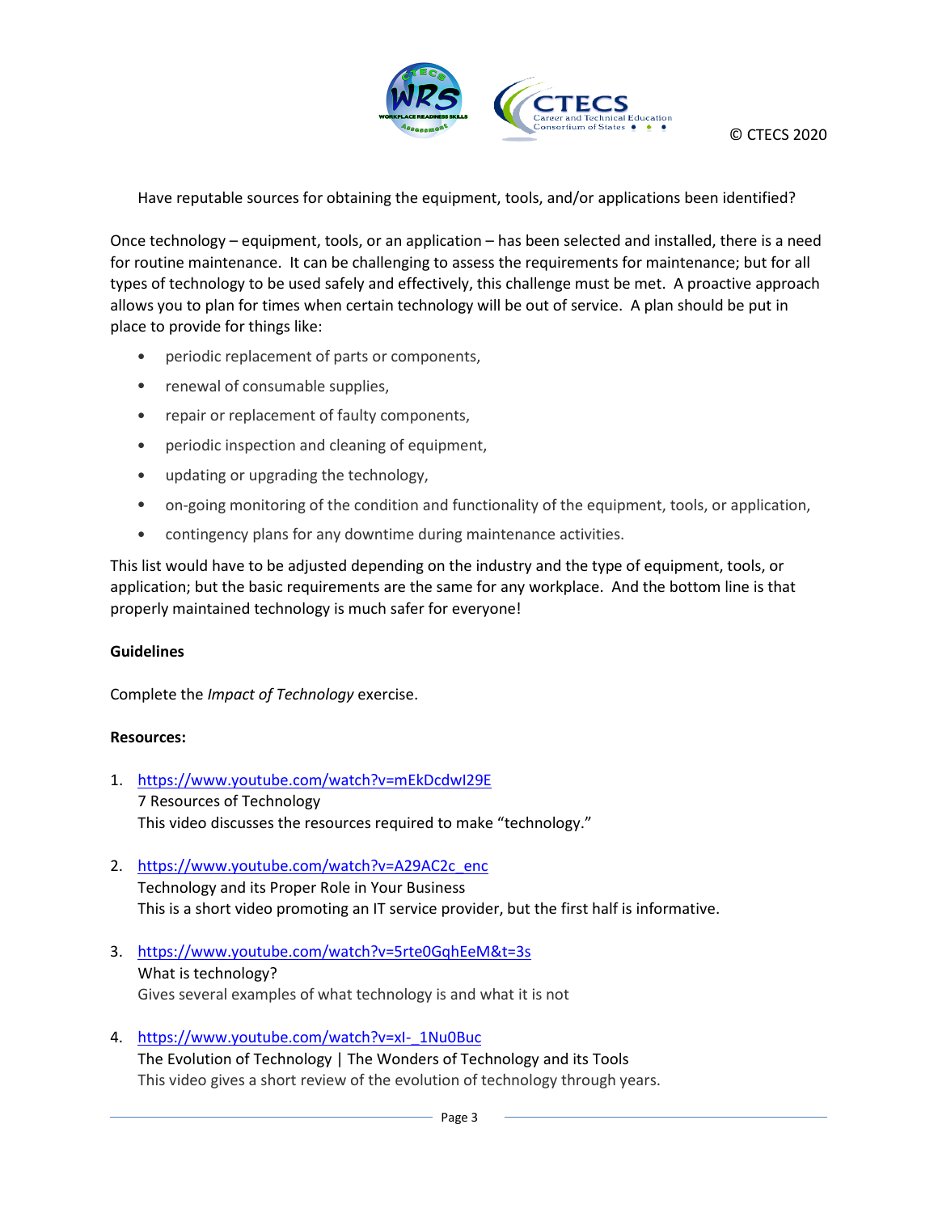Have reputable sources for obtaining the equipment, tools, and/or applications been identified?

Once technology – equipment, tools, or an application – has been selected and installed, there is a need for routine maintenance. It can be challenging to assess the requirements for maintenance; but for all types of technology to be used safely and effectively, this challenge must be met. A proactive approach allows you to plan for times when certain technology will be out of service. A plan should be put in place to provide for things like:

- periodic replacement of parts or components,
- renewal of consumable supplies,
- repair or replacement of faulty components,
- periodic inspection and cleaning of equipment,
- updating or upgrading the technology,
- on-going monitoring of the condition and functionality of the equipment, tools, or application,
- contingency plans for any downtime during maintenance activities.

This list would have to be adjusted depending on the industry and the type of equipment, tools, or application; but the basic requirements are the same for any workplace. And the bottom line is that properly maintained technology is much safer for everyone!

**Guidelines**

Complete the *Impact of Technology* exercise.

**Resources:**

1. https://www.youtube.com/watch?v=mEkDcdwI29E
   7 Resources of Technology
   This video discusses the resources required to make "technology."

2. https://www.youtube.com/watch?v=A29AC2c_enc
   Technology and its Proper Role in Your Business
   This is a short video promoting an IT service provider, but the first half is informative.

3. https://www.youtube.com/watch?v=5rte0GqhEeM&t=3s
   What is technology?
   Gives several examples of what technology is and what it is not

4. https://www.youtube.com/watch?v=xl-_1Nu0Buc
   The Evolution of Technology | The Wonders of Technology and its Tools
   This video gives a short review of the evolution of technology through years.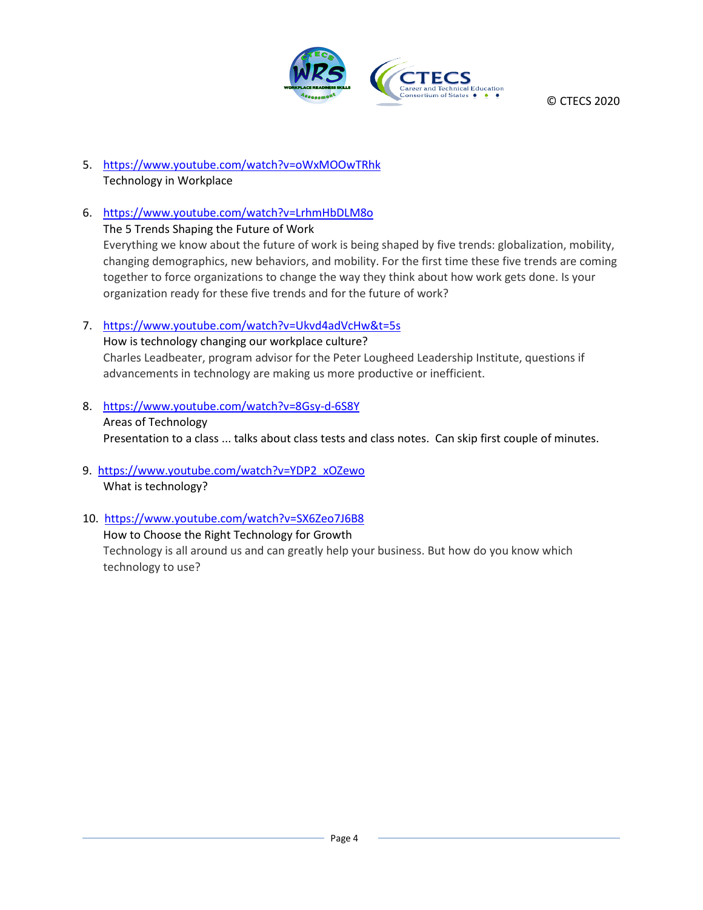5. https://www.youtube.com/watch?v=oWxMOOwTRhk
   Technology in Workplace

6. https://www.youtube.com/watch?v=LrhmHbDLM8o
   The 5 Trends Shaping the Future of Work
   Everything we know about the future of work is being shaped by five trends: globalization, mobility, changing demographics, new behaviors, and mobility. For the first time these five trends are coming together to force organizations to change the way they think about how work gets done. Is your organization ready for these five trends and for the future of work?

7. https://www.youtube.com/watch?v=Ukvd4adVcHw&t=5s
   How is technology changing our workplace culture?
   Charles Leadbeater, program advisor for the Peter Lougheed Leadership Institute, questions if advancements in technology are making us more productive or inefficient.

8. https://www.youtube.com/watch?v=8Gsy-d-6S8Y
   Areas of Technology
   Presentation to a class ... talks about class tests and class notes. Can skip first couple of minutes.

9. https://www.youtube.com/watch?v=YDP2_xOZewo
   What is technology?

10. https://www.youtube.com/watch?v=SX6Zeo7J6B8
    How to Choose the Right Technology for Growth
    Technology is all around us and can greatly help your business. But how do you know which technology to use?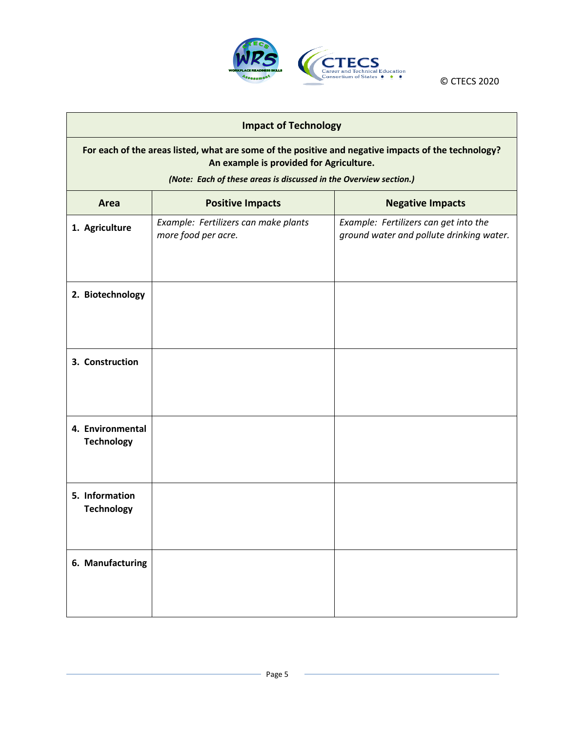| Impact of Technology | | |
|---|---|---|
| **For each of the areas listed, what are some of the positive and negative impacts of the technology? An example is provided for Agriculture.** *(Note: Each of these areas is discussed in the Overview section.)* | | |
| **Area** | **Positive Impacts** | **Negative Impacts** |
| **1. Agriculture** | *Example: Fertilizers can make plants more food per acre.* | *Example: Fertilizers can get into the ground water and pollute drinking water.* |
| **2. Biotechnology** | | |
| **3. Construction** | | |
| **4. Environmental Technology** | | |
| **5. Information Technology** | | |
| **6. Manufacturing** | | |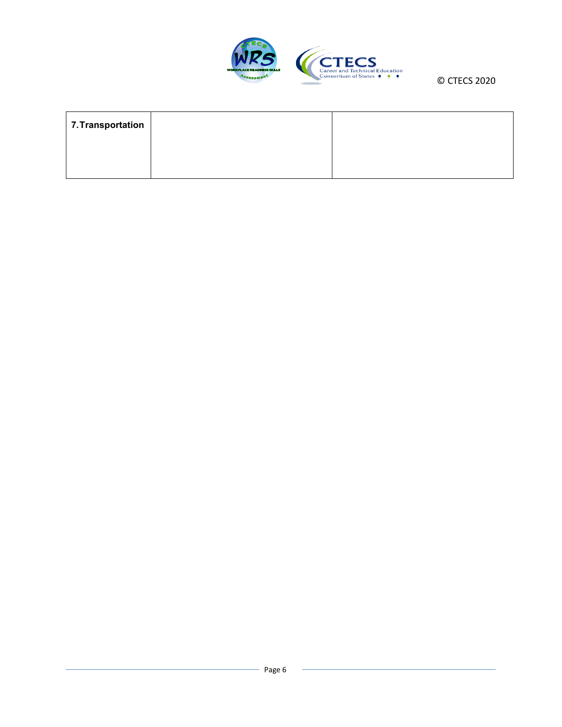| | | |
|---|---|---|
| **7. Transportation** | | |